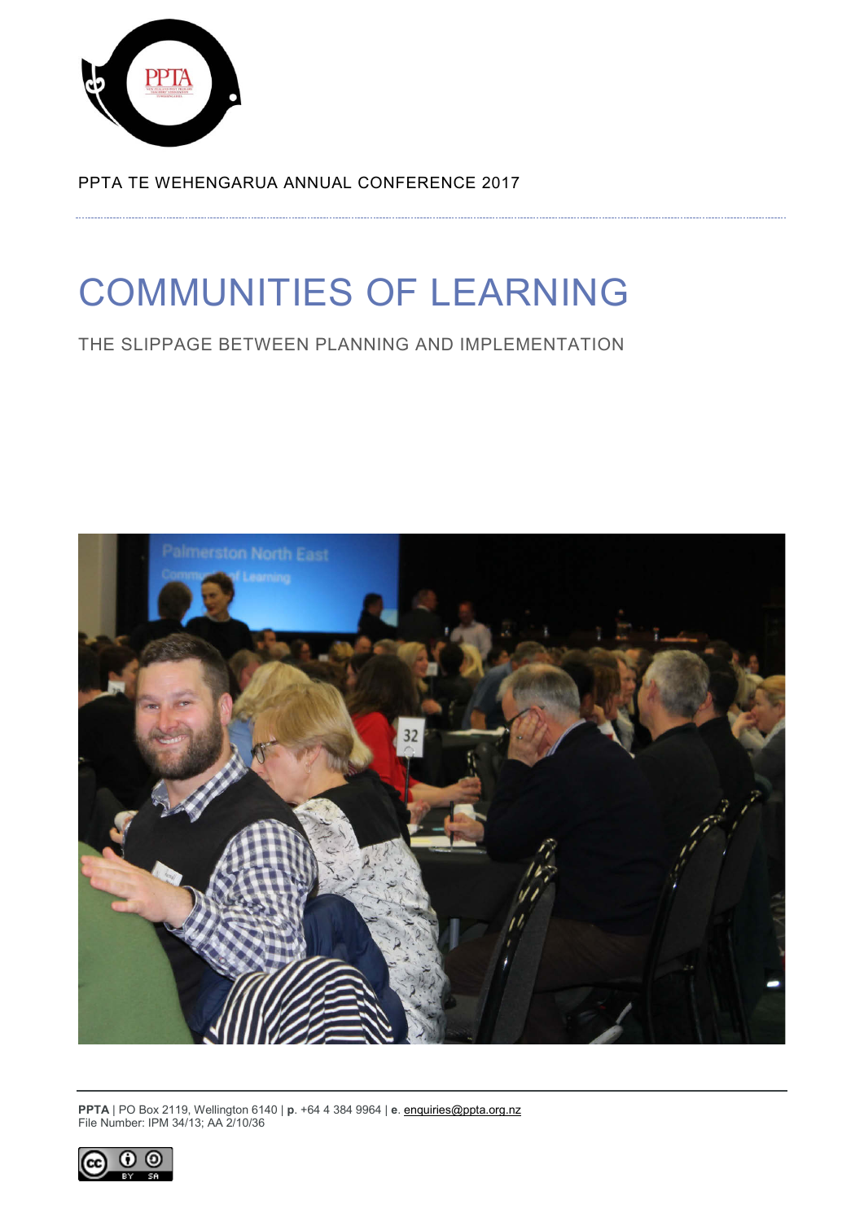PPTA TE WEHENGARUA ANNUAL CONFERENCE 2017

# COMMUNITIES OF LEARNING

## THE SLIPPAGE BETWEEN PLANNING AND IMPLEMENTATION

**PPTA** | PO Box 2119, Wellington 6140 | **p**. +64 4 384 9964 | **e**. enquiries@ppta.org.nz
File Number: IPM 34/13; AA 2/10/36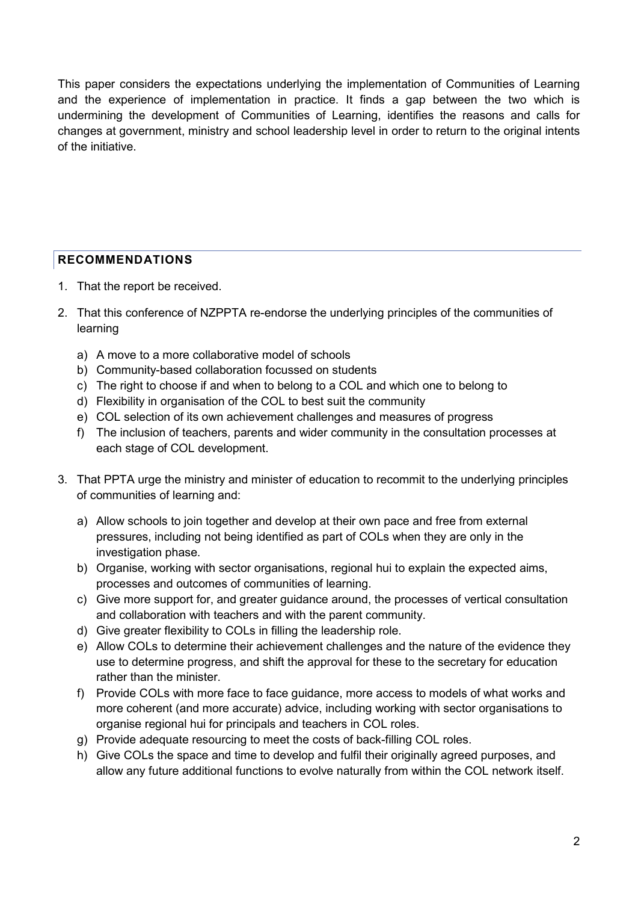This paper considers the expectations underlying the implementation of Communities of Learning and the experience of implementation in practice. It finds a gap between the two which is undermining the development of Communities of Learning, identifies the reasons and calls for changes at government, ministry and school leadership level in order to return to the original intents of the initiative.

## RECOMMENDATIONS

1. That the report be received.
2. That this conference of NZPPTA re-endorse the underlying principles of the communities of learning
   a) A move to a more collaborative model of schools
   b) Community-based collaboration focussed on students
   c) The right to choose if and when to belong to a COL and which one to belong to
   d) Flexibility in organisation of the COL to best suit the community
   e) COL selection of its own achievement challenges and measures of progress
   f) The inclusion of teachers, parents and wider community in the consultation processes at each stage of COL development.
3. That PPTA urge the ministry and minister of education to recommit to the underlying principles of communities of learning and:
   a) Allow schools to join together and develop at their own pace and free from external pressures, including not being identified as part of COLs when they are only in the investigation phase.
   b) Organise, working with sector organisations, regional hui to explain the expected aims, processes and outcomes of communities of learning.
   c) Give more support for, and greater guidance around, the processes of vertical consultation and collaboration with teachers and with the parent community.
   d) Give greater flexibility to COLs in filling the leadership role.
   e) Allow COLs to determine their achievement challenges and the nature of the evidence they use to determine progress, and shift the approval for these to the secretary for education rather than the minister.
   f) Provide COLs with more face to face guidance, more access to models of what works and more coherent (and more accurate) advice, including working with sector organisations to organise regional hui for principals and teachers in COL roles.
   g) Provide adequate resourcing to meet the costs of back-filling COL roles.
   h) Give COLs the space and time to develop and fulfil their originally agreed purposes, and allow any future additional functions to evolve naturally from within the COL network itself.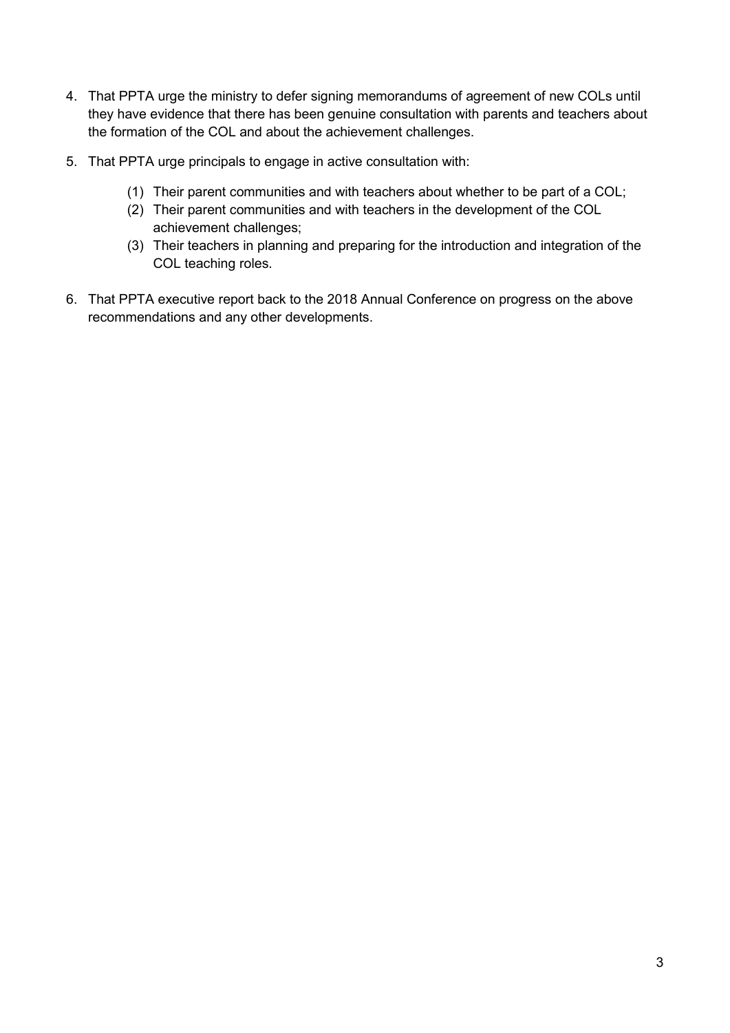4. That PPTA urge the ministry to defer signing memorandums of agreement of new COLs until they have evidence that there has been genuine consultation with parents and teachers about the formation of the COL and about the achievement challenges.

5. That PPTA urge principals to engage in active consultation with:

   (1) Their parent communities and with teachers about whether to be part of a COL;
   (2) Their parent communities and with teachers in the development of the COL achievement challenges;
   (3) Their teachers in planning and preparing for the introduction and integration of the COL teaching roles.

6. That PPTA executive report back to the 2018 Annual Conference on progress on the above recommendations and any other developments.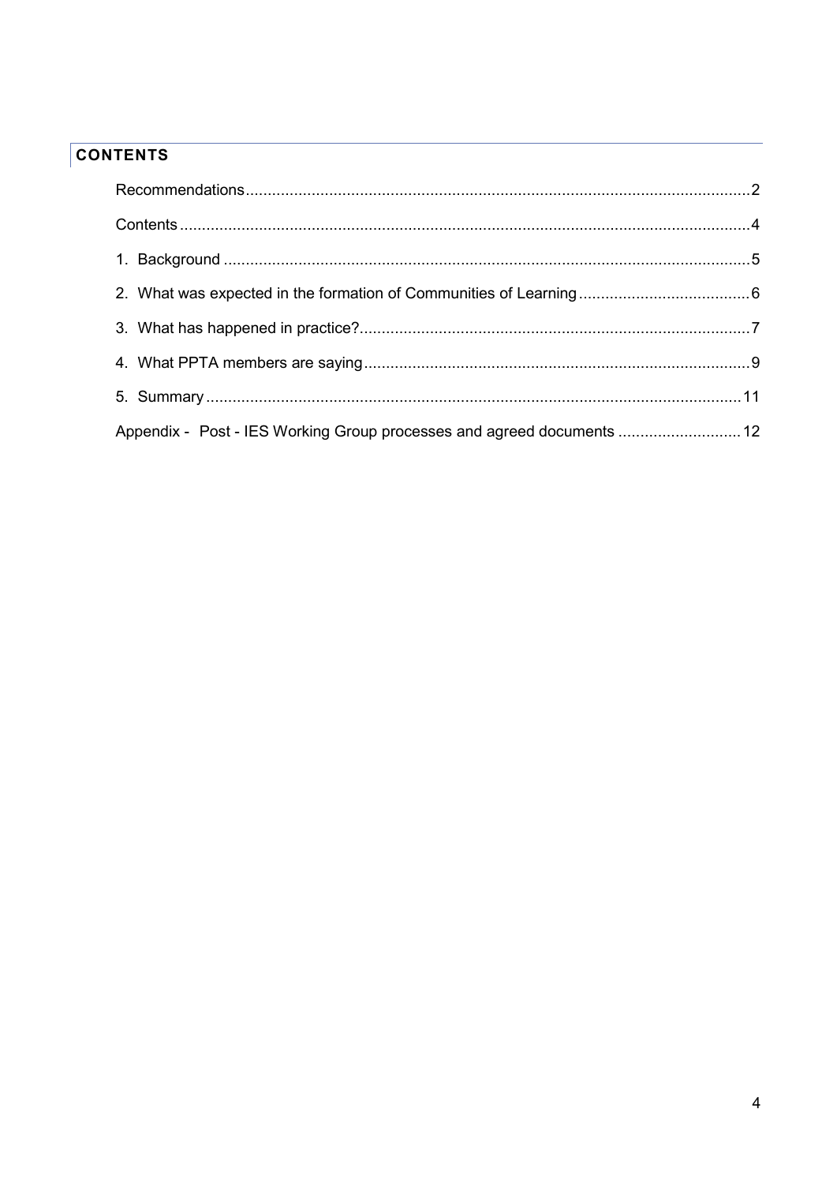# CONTENTS

Recommendations....................................................................................................................2

Contents..................................................................................................................................4

1. Background ........................................................................................................................5

2. What was expected in the formation of Communities of Learning ......................................6

3. What has happened in practice?.........................................................................................7

4. What PPTA members are saying........................................................................................9

5. Summary...........................................................................................................................11

Appendix - Post - IES Working Group processes and agreed documents ............................12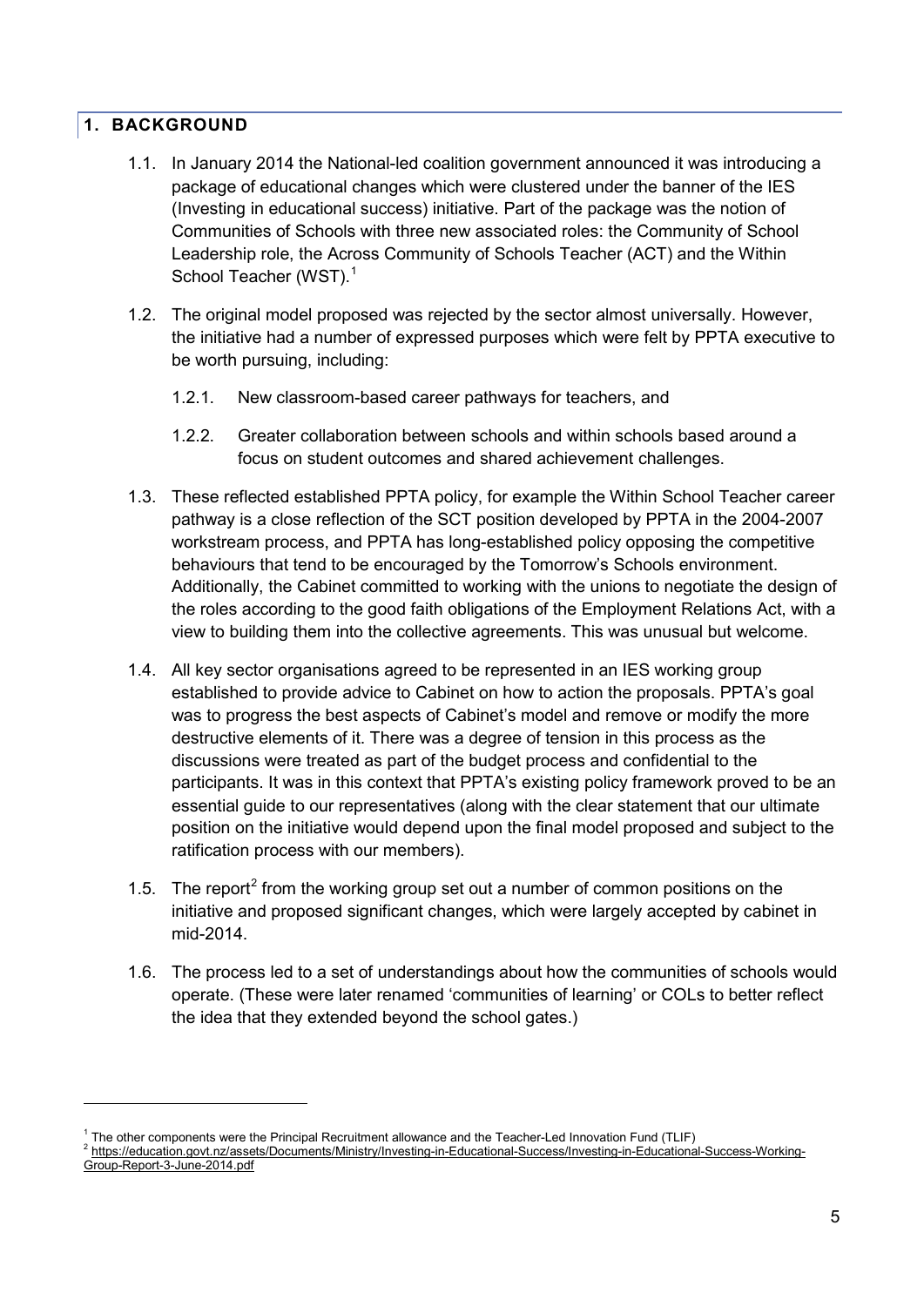## 1. BACKGROUND

1.1. In January 2014 the National-led coalition government announced it was introducing a package of educational changes which were clustered under the banner of the IES (Investing in educational success) initiative. Part of the package was the notion of Communities of Schools with three new associated roles: the Community of School Leadership role, the Across Community of Schools Teacher (ACT) and the Within School Teacher (WST).[1]

1.2. The original model proposed was rejected by the sector almost universally. However, the initiative had a number of expressed purposes which were felt by PPTA executive to be worth pursuing, including:

1.2.1. New classroom-based career pathways for teachers, and

1.2.2. Greater collaboration between schools and within schools based around a focus on student outcomes and shared achievement challenges.

1.3. These reflected established PPTA policy, for example the Within School Teacher career pathway is a close reflection of the SCT position developed by PPTA in the 2004-2007 workstream process, and PPTA has long-established policy opposing the competitive behaviours that tend to be encouraged by the Tomorrow's Schools environment. Additionally, the Cabinet committed to working with the unions to negotiate the design of the roles according to the good faith obligations of the Employment Relations Act, with a view to building them into the collective agreements. This was unusual but welcome.

1.4. All key sector organisations agreed to be represented in an IES working group established to provide advice to Cabinet on how to action the proposals. PPTA's goal was to progress the best aspects of Cabinet's model and remove or modify the more destructive elements of it. There was a degree of tension in this process as the discussions were treated as part of the budget process and confidential to the participants. It was in this context that PPTA's existing policy framework proved to be an essential guide to our representatives (along with the clear statement that our ultimate position on the initiative would depend upon the final model proposed and subject to the ratification process with our members).

1.5. The report[2] from the working group set out a number of common positions on the initiative and proposed significant changes, which were largely accepted by cabinet in mid-2014.

1.6. The process led to a set of understandings about how the communities of schools would operate. (These were later renamed 'communities of learning' or COLs to better reflect the idea that they extended beyond the school gates.)

---

[1] The other components were the Principal Recruitment allowance and the Teacher-Led Innovation Fund (TLIF)

[2] https://education.govt.nz/assets/Documents/Ministry/Investing-in-Educational-Success/Investing-in-Educational-Success-Working-Group-Report-3-June-2014.pdf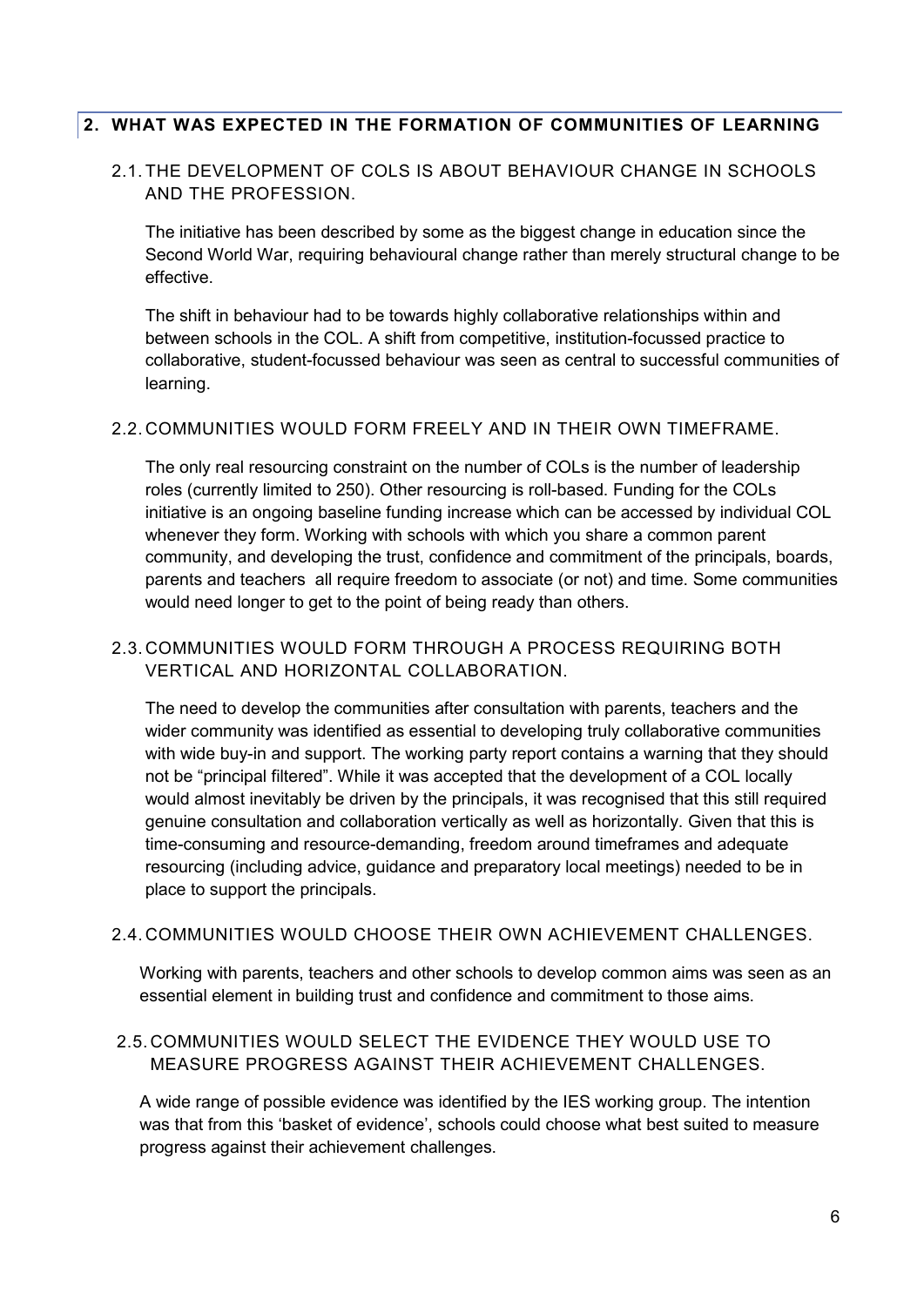## 2. WHAT WAS EXPECTED IN THE FORMATION OF COMMUNITIES OF LEARNING

### 2.1. THE DEVELOPMENT OF COLS IS ABOUT BEHAVIOUR CHANGE IN SCHOOLS AND THE PROFESSION.

The initiative has been described by some as the biggest change in education since the Second World War, requiring behavioural change rather than merely structural change to be effective.

The shift in behaviour had to be towards highly collaborative relationships within and between schools in the COL. A shift from competitive, institution-focussed practice to collaborative, student-focussed behaviour was seen as central to successful communities of learning.

### 2.2. COMMUNITIES WOULD FORM FREELY AND IN THEIR OWN TIMEFRAME.

The only real resourcing constraint on the number of COLs is the number of leadership roles (currently limited to 250). Other resourcing is roll-based. Funding for the COLs initiative is an ongoing baseline funding increase which can be accessed by individual COL whenever they form. Working with schools with which you share a common parent community, and developing the trust, confidence and commitment of the principals, boards, parents and teachers all require freedom to associate (or not) and time. Some communities would need longer to get to the point of being ready than others.

### 2.3. COMMUNITIES WOULD FORM THROUGH A PROCESS REQUIRING BOTH VERTICAL AND HORIZONTAL COLLABORATION.

The need to develop the communities after consultation with parents, teachers and the wider community was identified as essential to developing truly collaborative communities with wide buy-in and support. The working party report contains a warning that they should not be "principal filtered". While it was accepted that the development of a COL locally would almost inevitably be driven by the principals, it was recognised that this still required genuine consultation and collaboration vertically as well as horizontally. Given that this is time-consuming and resource-demanding, freedom around timeframes and adequate resourcing (including advice, guidance and preparatory local meetings) needed to be in place to support the principals.

### 2.4. COMMUNITIES WOULD CHOOSE THEIR OWN ACHIEVEMENT CHALLENGES.

Working with parents, teachers and other schools to develop common aims was seen as an essential element in building trust and confidence and commitment to those aims.

### 2.5. COMMUNITIES WOULD SELECT THE EVIDENCE THEY WOULD USE TO MEASURE PROGRESS AGAINST THEIR ACHIEVEMENT CHALLENGES.

A wide range of possible evidence was identified by the IES working group. The intention was that from this 'basket of evidence', schools could choose what best suited to measure progress against their achievement challenges.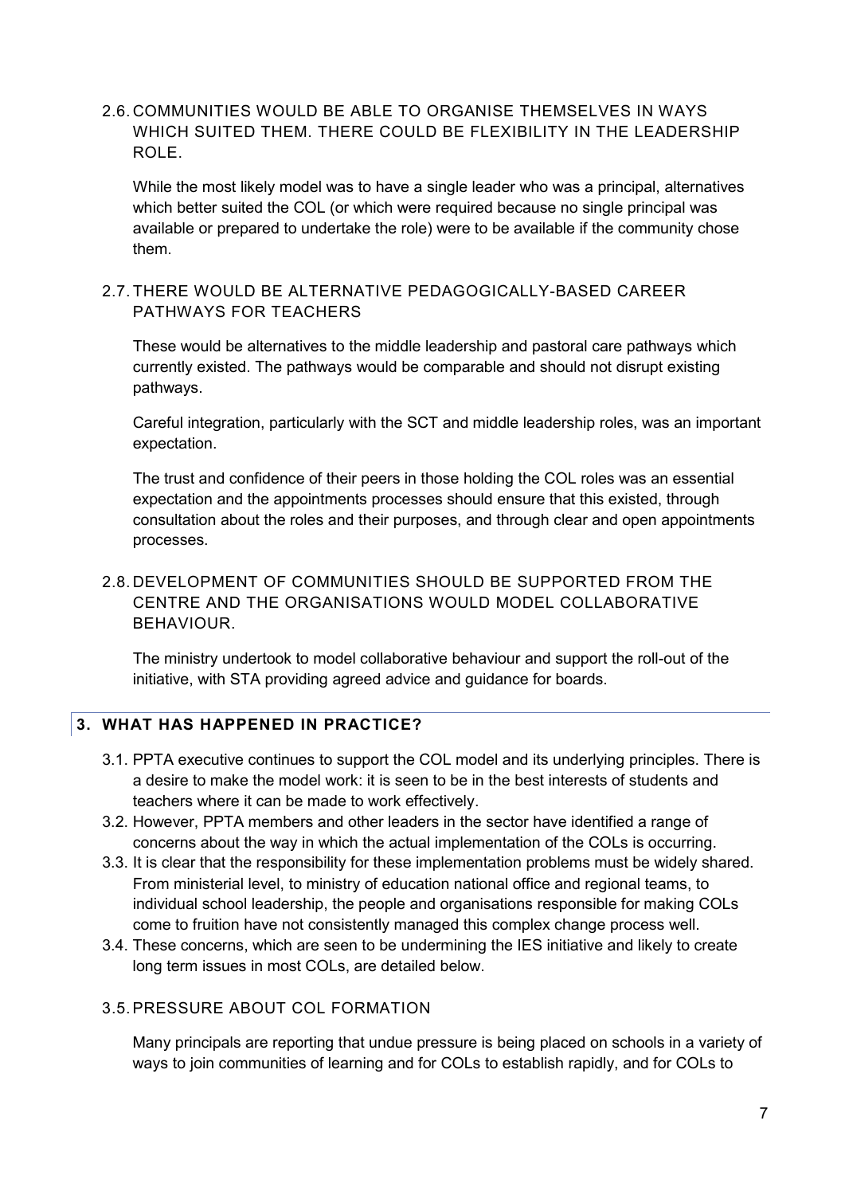### 2.6. COMMUNITIES WOULD BE ABLE TO ORGANISE THEMSELVES IN WAYS WHICH SUITED THEM. THERE COULD BE FLEXIBILITY IN THE LEADERSHIP ROLE.

While the most likely model was to have a single leader who was a principal, alternatives which better suited the COL (or which were required because no single principal was available or prepared to undertake the role) were to be available if the community chose them.

### 2.7. THERE WOULD BE ALTERNATIVE PEDAGOGICALLY-BASED CAREER PATHWAYS FOR TEACHERS

These would be alternatives to the middle leadership and pastoral care pathways which currently existed. The pathways would be comparable and should not disrupt existing pathways.

Careful integration, particularly with the SCT and middle leadership roles, was an important expectation.

The trust and confidence of their peers in those holding the COL roles was an essential expectation and the appointments processes should ensure that this existed, through consultation about the roles and their purposes, and through clear and open appointments processes.

### 2.8. DEVELOPMENT OF COMMUNITIES SHOULD BE SUPPORTED FROM THE CENTRE AND THE ORGANISATIONS WOULD MODEL COLLABORATIVE BEHAVIOUR.

The ministry undertook to model collaborative behaviour and support the roll-out of the initiative, with STA providing agreed advice and guidance for boards.

## 3. WHAT HAS HAPPENED IN PRACTICE?

3.1. PPTA executive continues to support the COL model and its underlying principles. There is a desire to make the model work: it is seen to be in the best interests of students and teachers where it can be made to work effectively.

3.2. However, PPTA members and other leaders in the sector have identified a range of concerns about the way in which the actual implementation of the COLs is occurring.

3.3. It is clear that the responsibility for these implementation problems must be widely shared. From ministerial level, to ministry of education national office and regional teams, to individual school leadership, the people and organisations responsible for making COLs come to fruition have not consistently managed this complex change process well.

3.4. These concerns, which are seen to be undermining the IES initiative and likely to create long term issues in most COLs, are detailed below.

### 3.5. PRESSURE ABOUT COL FORMATION

Many principals are reporting that undue pressure is being placed on schools in a variety of ways to join communities of learning and for COLs to establish rapidly, and for COLs to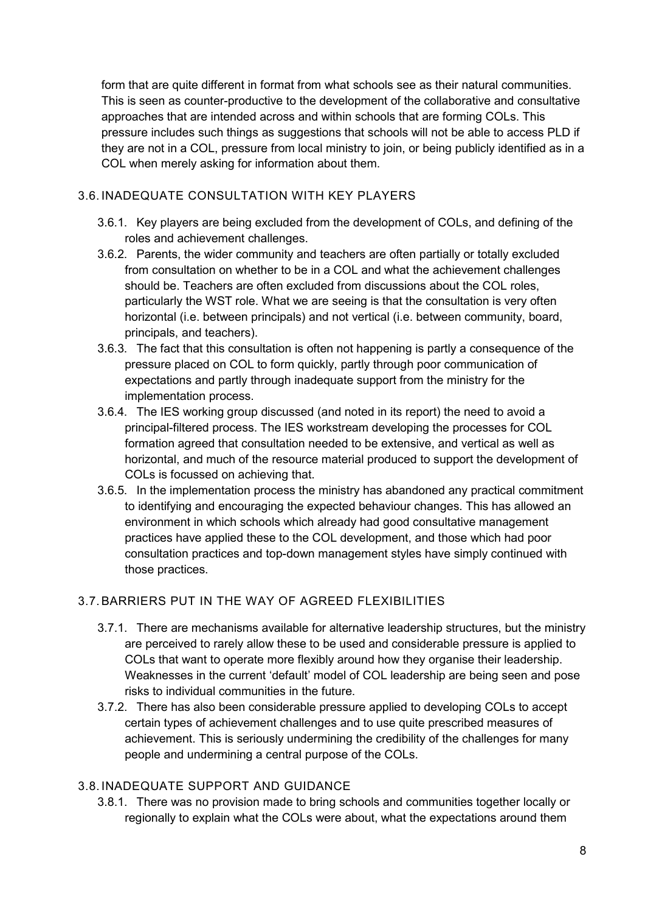form that are quite different in format from what schools see as their natural communities. This is seen as counter-productive to the development of the collaborative and consultative approaches that are intended across and within schools that are forming COLs. This pressure includes such things as suggestions that schools will not be able to access PLD if they are not in a COL, pressure from local ministry to join, or being publicly identified as in a COL when merely asking for information about them.

## 3.6. INADEQUATE CONSULTATION WITH KEY PLAYERS

3.6.1. Key players are being excluded from the development of COLs, and defining of the roles and achievement challenges.

3.6.2. Parents, the wider community and teachers are often partially or totally excluded from consultation on whether to be in a COL and what the achievement challenges should be. Teachers are often excluded from discussions about the COL roles, particularly the WST role. What we are seeing is that the consultation is very often horizontal (i.e. between principals) and not vertical (i.e. between community, board, principals, and teachers).

3.6.3. The fact that this consultation is often not happening is partly a consequence of the pressure placed on COL to form quickly, partly through poor communication of expectations and partly through inadequate support from the ministry for the implementation process.

3.6.4. The IES working group discussed (and noted in its report) the need to avoid a principal-filtered process. The IES workstream developing the processes for COL formation agreed that consultation needed to be extensive, and vertical as well as horizontal, and much of the resource material produced to support the development of COLs is focussed on achieving that.

3.6.5. In the implementation process the ministry has abandoned any practical commitment to identifying and encouraging the expected behaviour changes. This has allowed an environment in which schools which already had good consultative management practices have applied these to the COL development, and those which had poor consultation practices and top-down management styles have simply continued with those practices.

## 3.7. BARRIERS PUT IN THE WAY OF AGREED FLEXIBILITIES

3.7.1. There are mechanisms available for alternative leadership structures, but the ministry are perceived to rarely allow these to be used and considerable pressure is applied to COLs that want to operate more flexibly around how they organise their leadership. Weaknesses in the current 'default' model of COL leadership are being seen and pose risks to individual communities in the future.

3.7.2. There has also been considerable pressure applied to developing COLs to accept certain types of achievement challenges and to use quite prescribed measures of achievement. This is seriously undermining the credibility of the challenges for many people and undermining a central purpose of the COLs.

## 3.8. INADEQUATE SUPPORT AND GUIDANCE

3.8.1. There was no provision made to bring schools and communities together locally or regionally to explain what the COLs were about, what the expectations around them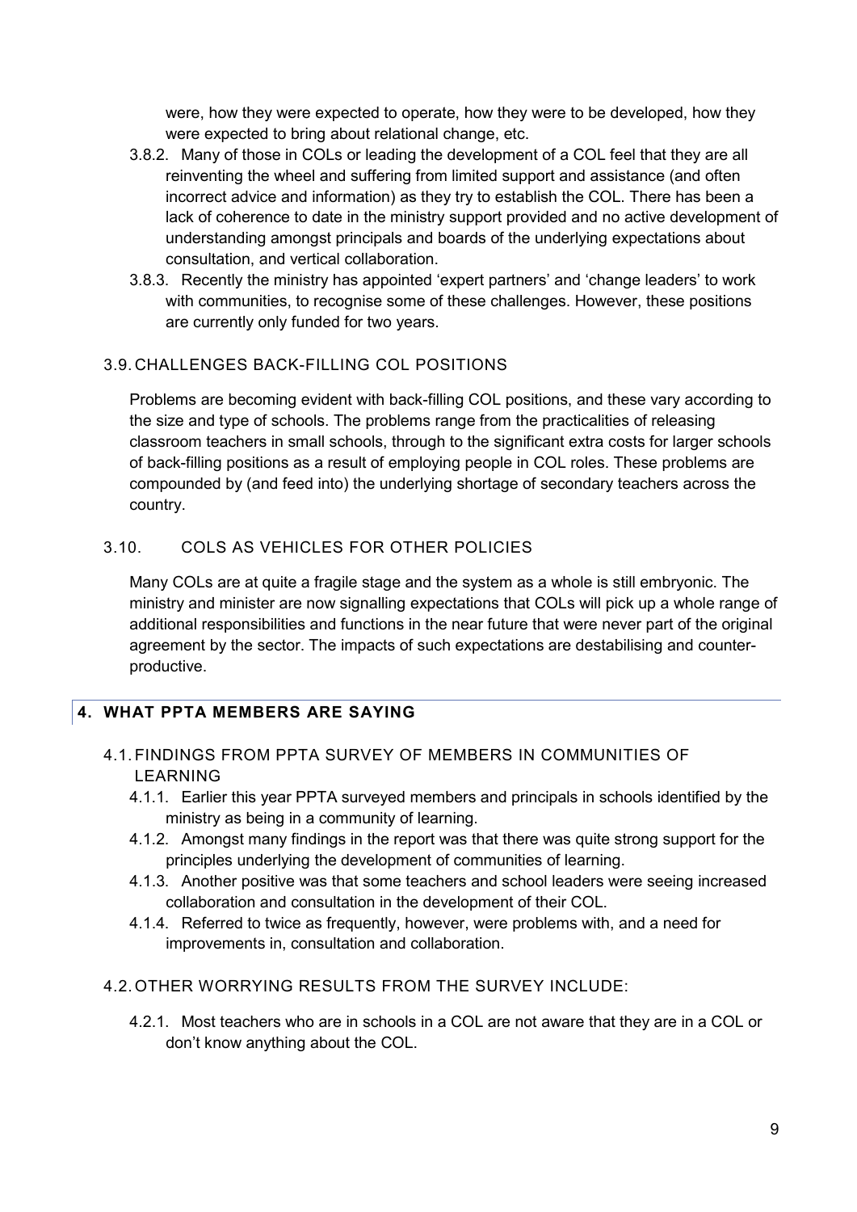were, how they were expected to operate, how they were to be developed, how they were expected to bring about relational change, etc.

3.8.2. Many of those in COLs or leading the development of a COL feel that they are all reinventing the wheel and suffering from limited support and assistance (and often incorrect advice and information) as they try to establish the COL. There has been a lack of coherence to date in the ministry support provided and no active development of understanding amongst principals and boards of the underlying expectations about consultation, and vertical collaboration.

3.8.3. Recently the ministry has appointed 'expert partners' and 'change leaders' to work with communities, to recognise some of these challenges. However, these positions are currently only funded for two years.

### 3.9. CHALLENGES BACK-FILLING COL POSITIONS

Problems are becoming evident with back-filling COL positions, and these vary according to the size and type of schools. The problems range from the practicalities of releasing classroom teachers in small schools, through to the significant extra costs for larger schools of back-filling positions as a result of employing people in COL roles. These problems are compounded by (and feed into) the underlying shortage of secondary teachers across the country.

### 3.10. COLS AS VEHICLES FOR OTHER POLICIES

Many COLs are at quite a fragile stage and the system as a whole is still embryonic. The ministry and minister are now signalling expectations that COLs will pick up a whole range of additional responsibilities and functions in the near future that were never part of the original agreement by the sector. The impacts of such expectations are destabilising and counter-productive.

## 4. WHAT PPTA MEMBERS ARE SAYING

### 4.1. FINDINGS FROM PPTA SURVEY OF MEMBERS IN COMMUNITIES OF LEARNING

4.1.1. Earlier this year PPTA surveyed members and principals in schools identified by the ministry as being in a community of learning.

4.1.2. Amongst many findings in the report was that there was quite strong support for the principles underlying the development of communities of learning.

4.1.3. Another positive was that some teachers and school leaders were seeing increased collaboration and consultation in the development of their COL.

4.1.4. Referred to twice as frequently, however, were problems with, and a need for improvements in, consultation and collaboration.

### 4.2. OTHER WORRYING RESULTS FROM THE SURVEY INCLUDE:

4.2.1. Most teachers who are in schools in a COL are not aware that they are in a COL or don't know anything about the COL.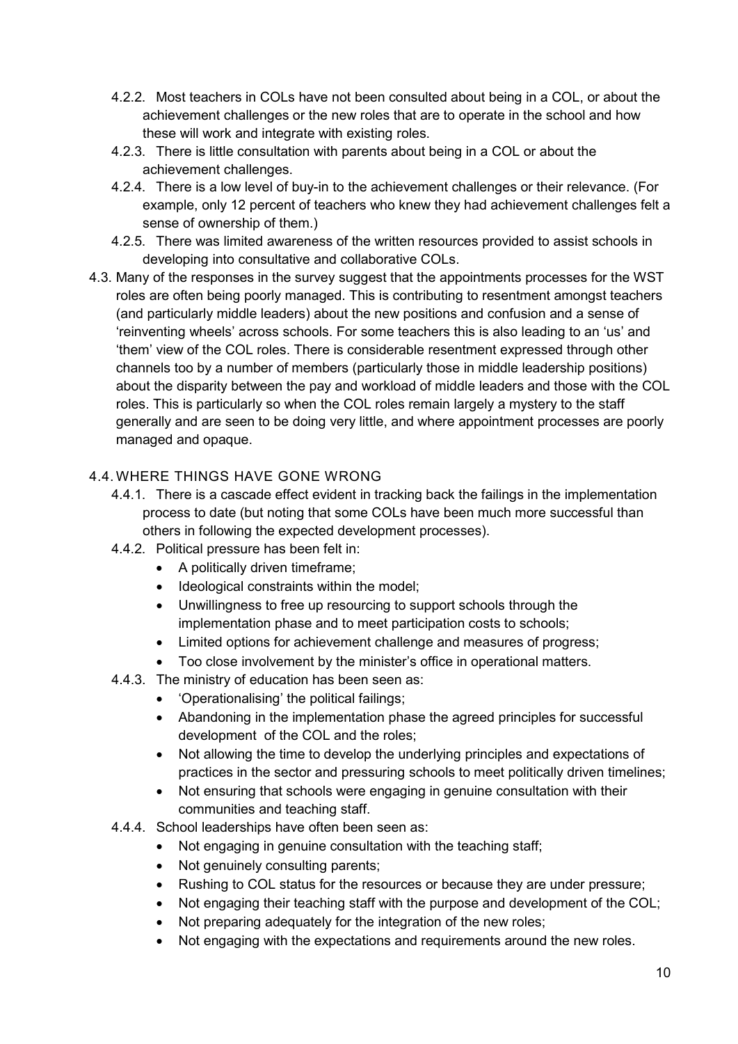- 4.2.2. Most teachers in COLs have not been consulted about being in a COL, or about the achievement challenges or the new roles that are to operate in the school and how these will work and integrate with existing roles.
- 4.2.3. There is little consultation with parents about being in a COL or about the achievement challenges.
- 4.2.4. There is a low level of buy-in to the achievement challenges or their relevance. (For example, only 12 percent of teachers who knew they had achievement challenges felt a sense of ownership of them.)
- 4.2.5. There was limited awareness of the written resources provided to assist schools in developing into consultative and collaborative COLs.

4.3. Many of the responses in the survey suggest that the appointments processes for the WST roles are often being poorly managed. This is contributing to resentment amongst teachers (and particularly middle leaders) about the new positions and confusion and a sense of 'reinventing wheels' across schools. For some teachers this is also leading to an 'us' and 'them' view of the COL roles. There is considerable resentment expressed through other channels too by a number of members (particularly those in middle leadership positions) about the disparity between the pay and workload of middle leaders and those with the COL roles. This is particularly so when the COL roles remain largely a mystery to the staff generally and are seen to be doing very little, and where appointment processes are poorly managed and opaque.

## 4.4. WHERE THINGS HAVE GONE WRONG

4.4.1. There is a cascade effect evident in tracking back the failings in the implementation process to date (but noting that some COLs have been much more successful than others in following the expected development processes).

4.4.2. Political pressure has been felt in:

- A politically driven timeframe;
- Ideological constraints within the model;
- Unwillingness to free up resourcing to support schools through the implementation phase and to meet participation costs to schools;
- Limited options for achievement challenge and measures of progress;
- Too close involvement by the minister's office in operational matters.

4.4.3. The ministry of education has been seen as:

- 'Operationalising' the political failings;
- Abandoning in the implementation phase the agreed principles for successful development of the COL and the roles;
- Not allowing the time to develop the underlying principles and expectations of practices in the sector and pressuring schools to meet politically driven timelines;
- Not ensuring that schools were engaging in genuine consultation with their communities and teaching staff.

4.4.4. School leaderships have often been seen as:

- Not engaging in genuine consultation with the teaching staff;
- Not genuinely consulting parents;
- Rushing to COL status for the resources or because they are under pressure;
- Not engaging their teaching staff with the purpose and development of the COL;
- Not preparing adequately for the integration of the new roles;
- Not engaging with the expectations and requirements around the new roles.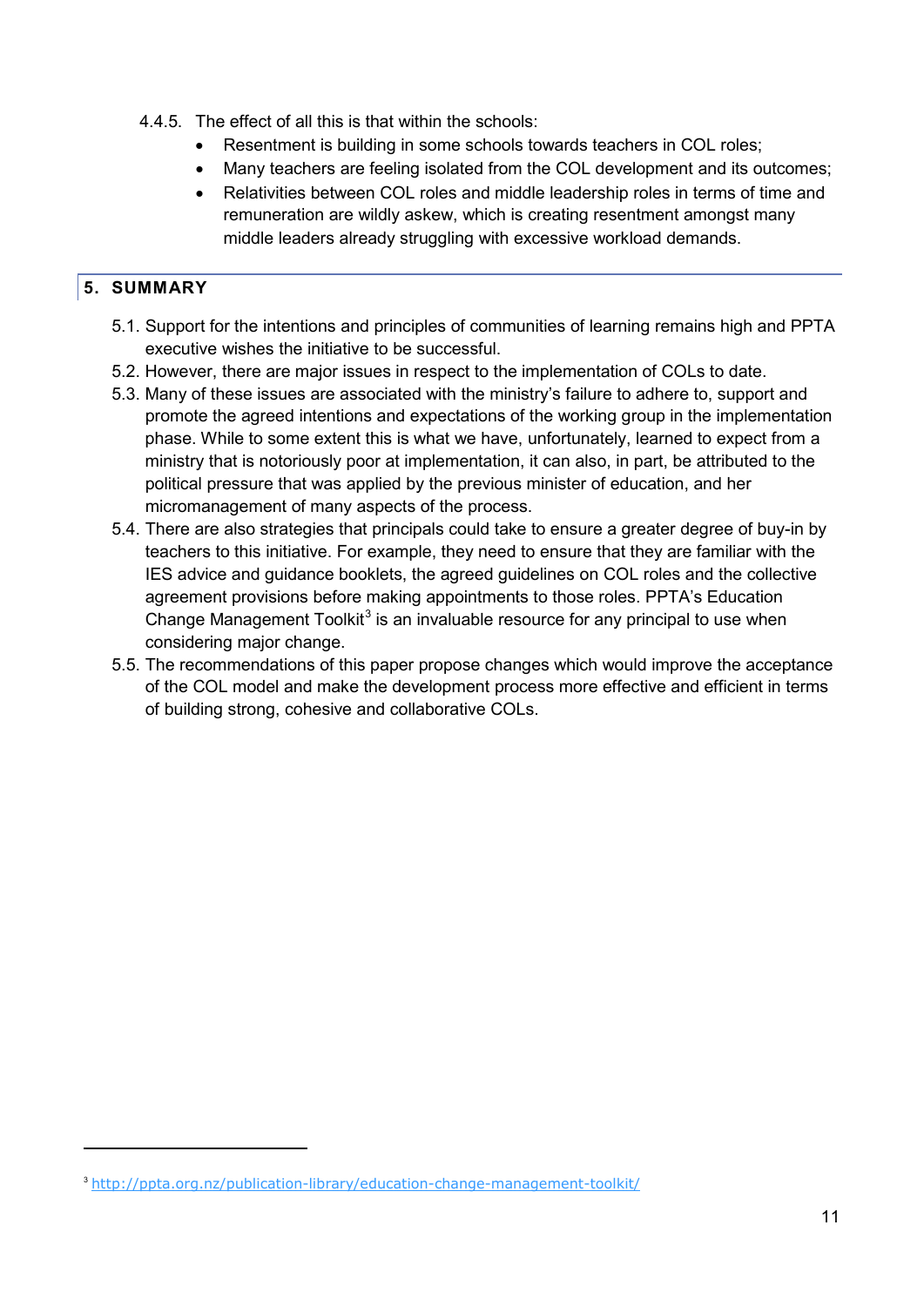4.4.5. The effect of all this is that within the schools:

- Resentment is building in some schools towards teachers in COL roles;
- Many teachers are feeling isolated from the COL development and its outcomes;
- Relativities between COL roles and middle leadership roles in terms of time and remuneration are wildly askew, which is creating resentment amongst many middle leaders already struggling with excessive workload demands.

## 5. SUMMARY

5.1. Support for the intentions and principles of communities of learning remains high and PPTA executive wishes the initiative to be successful.

5.2. However, there are major issues in respect to the implementation of COLs to date.

5.3. Many of these issues are associated with the ministry's failure to adhere to, support and promote the agreed intentions and expectations of the working group in the implementation phase. While to some extent this is what we have, unfortunately, learned to expect from a ministry that is notoriously poor at implementation, it can also, in part, be attributed to the political pressure that was applied by the previous minister of education, and her micromanagement of many aspects of the process.

5.4. There are also strategies that principals could take to ensure a greater degree of buy-in by teachers to this initiative. For example, they need to ensure that they are familiar with the IES advice and guidance booklets, the agreed guidelines on COL roles and the collective agreement provisions before making appointments to those roles. PPTA's Education Change Management Toolkit[3] is an invaluable resource for any principal to use when considering major change.

5.5. The recommendations of this paper propose changes which would improve the acceptance of the COL model and make the development process more effective and efficient in terms of building strong, cohesive and collaborative COLs.

---

[3] http://ppta.org.nz/publication-library/education-change-management-toolkit/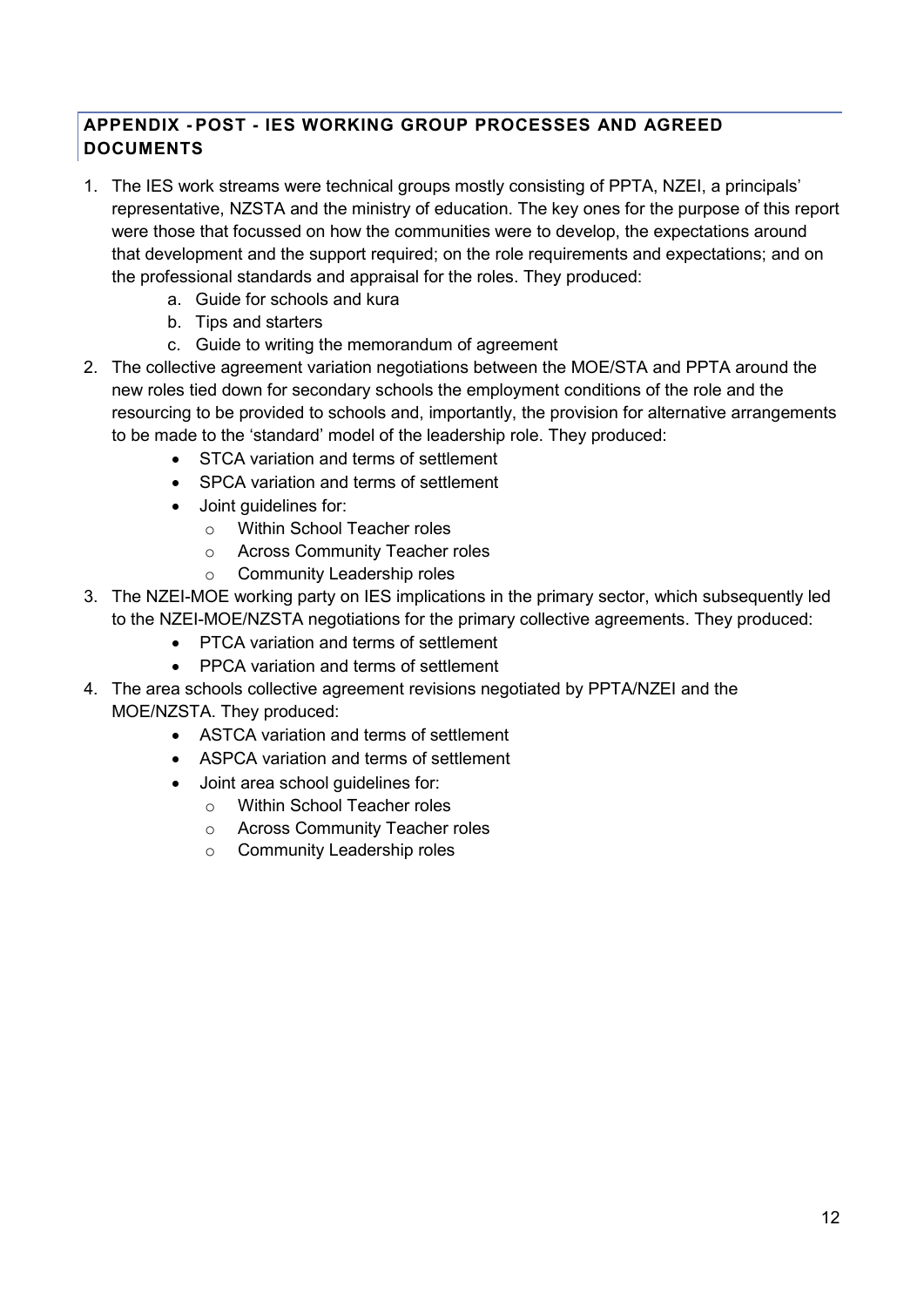## APPENDIX - POST - IES WORKING GROUP PROCESSES AND AGREED DOCUMENTS

1. The IES work streams were technical groups mostly consisting of PPTA, NZEI, a principals' representative, NZSTA and the ministry of education. The key ones for the purpose of this report were those that focussed on how the communities were to develop, the expectations around that development and the support required; on the role requirements and expectations; and on the professional standards and appraisal for the roles. They produced:
    a. Guide for schools and kura
    b. Tips and starters
    c. Guide to writing the memorandum of agreement
2. The collective agreement variation negotiations between the MOE/STA and PPTA around the new roles tied down for secondary schools the employment conditions of the role and the resourcing to be provided to schools and, importantly, the provision for alternative arrangements to be made to the 'standard' model of the leadership role. They produced:
    - STCA variation and terms of settlement
    - SPCA variation and terms of settlement
    - Joint guidelines for:
        - Within School Teacher roles
        - Across Community Teacher roles
        - Community Leadership roles
3. The NZEI-MOE working party on IES implications in the primary sector, which subsequently led to the NZEI-MOE/NZSTA negotiations for the primary collective agreements. They produced:
    - PTCA variation and terms of settlement
    - PPCA variation and terms of settlement
4. The area schools collective agreement revisions negotiated by PPTA/NZEI and the MOE/NZSTA. They produced:
    - ASTCA variation and terms of settlement
    - ASPCA variation and terms of settlement
    - Joint area school guidelines for:
        - Within School Teacher roles
        - Across Community Teacher roles
        - Community Leadership roles